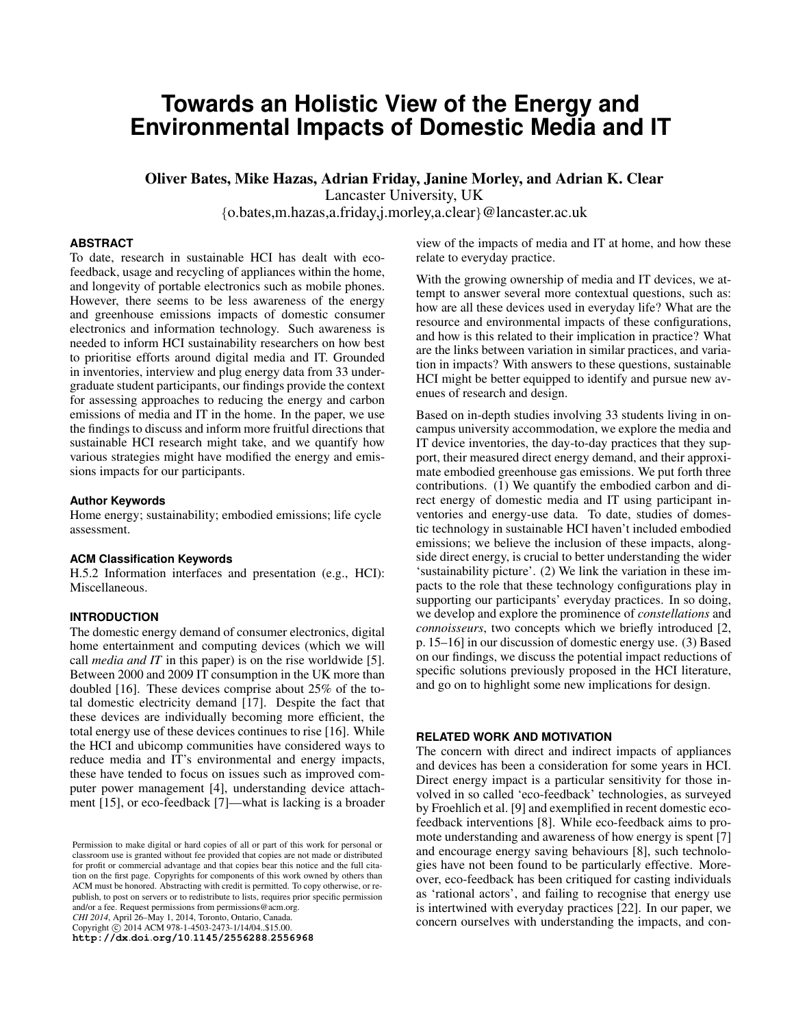# Towards an Holistic View of the Energy and Environmental Impacts of Domestic Media and IT

**Oliver Bates, Mike Hazas, Adrian Friday, Janine Morley, and Adrian K. Clear**
Lancaster University, UK
{o.bates,m.hazas,a.friday,j.morley,a.clear}@lancaster.ac.uk

## ABSTRACT

To date, research in sustainable HCI has dealt with eco-feedback, usage and recycling of appliances within the home, and longevity of portable electronics such as mobile phones. However, there seems to be less awareness of the energy and greenhouse emissions impacts of domestic consumer electronics and information technology. Such awareness is needed to inform HCI sustainability researchers on how best to prioritise efforts around digital media and IT. Grounded in inventories, interview and plug energy data from 33 undergraduate student participants, our findings provide the context for assessing approaches to reducing the energy and carbon emissions of media and IT in the home. In the paper, we use the findings to discuss and inform more fruitful directions that sustainable HCI research might take, and we quantify how various strategies might have modified the energy and emissions impacts for our participants.

### Author Keywords

Home energy; sustainability; embodied emissions; life cycle assessment.

### ACM Classification Keywords

H.5.2 Information interfaces and presentation (e.g., HCI): Miscellaneous.

## INTRODUCTION

The domestic energy demand of consumer electronics, digital home entertainment and computing devices (which we will call *media and IT* in this paper) is on the rise worldwide [5]. Between 2000 and 2009 IT consumption in the UK more than doubled [16]. These devices comprise about 25% of the total domestic electricity demand [17]. Despite the fact that these devices are individually becoming more efficient, the total energy use of these devices continues to rise [16]. While the HCI and ubicomp communities have considered ways to reduce media and IT's environmental and energy impacts, these have tended to focus on issues such as improved computer power management [4], understanding device attachment [15], or eco-feedback [7]—what is lacking is a broader view of the impacts of media and IT at home, and how these relate to everyday practice.

With the growing ownership of media and IT devices, we attempt to answer several more contextual questions, such as: how are all these devices used in everyday life? What are the resource and environmental impacts of these configurations, and how is this related to their implication in practice? What are the links between variation in similar practices, and variation in impacts? With answers to these questions, sustainable HCI might be better equipped to identify and pursue new avenues of research and design.

Based on in-depth studies involving 33 students living in on-campus university accommodation, we explore the media and IT device inventories, the day-to-day practices that they support, their measured direct energy demand, and their approximate embodied greenhouse gas emissions. We put forth three contributions. (1) We quantify the embodied carbon and direct energy of domestic media and IT using participant inventories and energy-use data. To date, studies of domestic technology in sustainable HCI haven't included embodied emissions; we believe the inclusion of these impacts, alongside direct energy, is crucial to better understanding the wider 'sustainability picture'. (2) We link the variation in these impacts to the role that these technology configurations play in supporting our participants' everyday practices. In so doing, we develop and explore the prominence of *constellations* and *connoisseurs*, two concepts which we briefly introduced [2, p. 15–16] in our discussion of domestic energy use. (3) Based on our findings, we discuss the potential impact reductions of specific solutions previously proposed in the HCI literature, and go on to highlight some new implications for design.

## RELATED WORK AND MOTIVATION

The concern with direct and indirect impacts of appliances and devices has been a consideration for some years in HCI. Direct energy impact is a particular sensitivity for those involved in so called 'eco-feedback' technologies, as surveyed by Froehlich et al. [9] and exemplified in recent domestic eco-feedback interventions [8]. While eco-feedback aims to promote understanding and awareness of how energy is spent [7] and encourage energy saving behaviours [8], such technologies have not been found to be particularly effective. Moreover, eco-feedback has been critiqued for casting individuals as 'rational actors', and failing to recognise that energy use is intertwined with everyday practices [22]. In our paper, we concern ourselves with understanding the impacts, and con-

Permission to make digital or hard copies of all or part of this work for personal or classroom use is granted without fee provided that copies are not made or distributed for profit or commercial advantage and that copies bear this notice and the full citation on the first page. Copyrights for components of this work owned by others than ACM must be honored. Abstracting with credit is permitted. To copy otherwise, or republish, to post on servers or to redistribute to lists, requires prior specific permission and/or a fee. Request permissions from permissions@acm.org.
*CHI 2014*, April 26–May 1, 2014, Toronto, Ontario, Canada.
Copyright © 2014 ACM 978-1-4503-2473-1/14/04..$15.00.
**http://dx.doi.org/10.1145/2556288.2556968**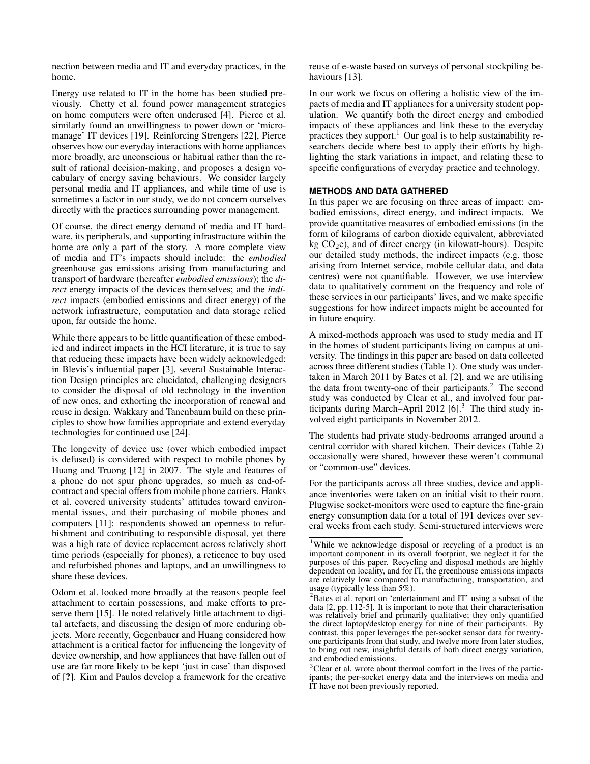nection between media and IT and everyday practices, in the home.

Energy use related to IT in the home has been studied previously. Chetty et al. found power management strategies on home computers were often underused [4]. Pierce et al. similarly found an unwillingness to power down or 'micro-manage' IT devices [19]. Reinforcing Strengers [22], Pierce observes how our everyday interactions with home appliances more broadly, are unconscious or habitual rather than the result of rational decision-making, and proposes a design vocabulary of energy saving behaviours. We consider largely personal media and IT appliances, and while time of use is sometimes a factor in our study, we do not concern ourselves directly with the practices surrounding power management.

Of course, the direct energy demand of media and IT hardware, its peripherals, and supporting infrastructure within the home are only a part of the story. A more complete view of media and IT's impacts should include: the *embodied* greenhouse gas emissions arising from manufacturing and transport of hardware (hereafter *embodied emissions*); the *direct* energy impacts of the devices themselves; and the *indirect* impacts (embodied emissions and direct energy) of the network infrastructure, computation and data storage relied upon, far outside the home.

While there appears to be little quantification of these embodied and indirect impacts in the HCI literature, it is true to say that reducing these impacts have been widely acknowledged: in Blevis's influential paper [3], several Sustainable Interaction Design principles are elucidated, challenging designers to consider the disposal of old technology in the invention of new ones, and exhorting the incorporation of renewal and reuse in design. Wakkary and Tanenbaum build on these principles to show how families appropriate and extend everyday technologies for continued use [24].

The longevity of device use (over which embodied impact is defused) is considered with respect to mobile phones by Huang and Truong [12] in 2007. The style and features of a phone do not spur phone upgrades, so much as end-of-contract and special offers from mobile phone carriers. Hanks et al. covered university students' attitudes toward environmental issues, and their purchasing of mobile phones and computers [11]: respondents showed an openness to refurbishment and contributing to responsible disposal, yet there was a high rate of device replacement across relatively short time periods (especially for phones), a reticence to buy used and refurbished phones and laptops, and an unwillingness to share these devices.

Odom et al. looked more broadly at the reasons people feel attachment to certain possessions, and make efforts to preserve them [15]. He noted relatively little attachment to digital artefacts, and discussing the design of more enduring objects. More recently, Gegenbauer and Huang considered how attachment is a critical factor for influencing the longevity of device ownership, and how appliances that have fallen out of use are far more likely to be kept 'just in case' than disposed of [?]. Kim and Paulos develop a framework for the creative reuse of e-waste based on surveys of personal stockpiling behaviours [13].

In our work we focus on offering a holistic view of the impacts of media and IT appliances for a university student population. We quantify both the direct energy and embodied impacts of these appliances and link these to the everyday practices they support.[1] Our goal is to help sustainability researchers decide where best to apply their efforts by highlighting the stark variations in impact, and relating these to specific configurations of everyday practice and technology.

## METHODS AND DATA GATHERED

In this paper we are focusing on three areas of impact: embodied emissions, direct energy, and indirect impacts. We provide quantitative measures of embodied emissions (in the form of kilograms of carbon dioxide equivalent, abbreviated kg $CO_2$e), and of direct energy (in kilowatt-hours). Despite our detailed study methods, the indirect impacts (e.g. those arising from Internet service, mobile cellular data, and data centres) were not quantifiable. However, we use interview data to qualitatively comment on the frequency and role of these services in our participants' lives, and we make specific suggestions for how indirect impacts might be accounted for in future enquiry.

A mixed-methods approach was used to study media and IT in the homes of student participants living on campus at university. The findings in this paper are based on data collected across three different studies (Table 1). One study was undertaken in March 2011 by Bates et al. [2], and we are utilising the data from twenty-one of their participants.[2] The second study was conducted by Clear et al., and involved four participants during March–April 2012 [6].[3] The third study involved eight participants in November 2012.

The students had private study-bedrooms arranged around a central corridor with shared kitchen. Their devices (Table 2) occasionally were shared, however these weren't communal or "common-use" devices.

For the participants across all three studies, device and appliance inventories were taken on an initial visit to their room. Plugwise socket-monitors were used to capture the fine-grain energy consumption data for a total of 191 devices over several weeks from each study. Semi-structured interviews were

[1] While we acknowledge disposal or recycling of a product is an important component in its overall footprint, we neglect it for the purposes of this paper. Recycling and disposal methods are highly dependent on locality, and for IT, the greenhouse emissions impacts are relatively low compared to manufacturing, transportation, and usage (typically less than 5%).

[2] Bates et al. report on 'entertainment and IT' using a subset of the data [2, pp. 112-5]. It is important to note that their characterisation was relatively brief and primarily qualitative; they only quantified the direct laptop/desktop energy for nine of their participants. By contrast, this paper leverages the per-socket sensor data for twenty-one participants from that study, and twelve more from later studies, to bring out new, insightful details of both direct energy variation, and embodied emissions.

[3] Clear et al. wrote about thermal comfort in the lives of the participants; the per-socket energy data and the interviews on media and IT have not been previously reported.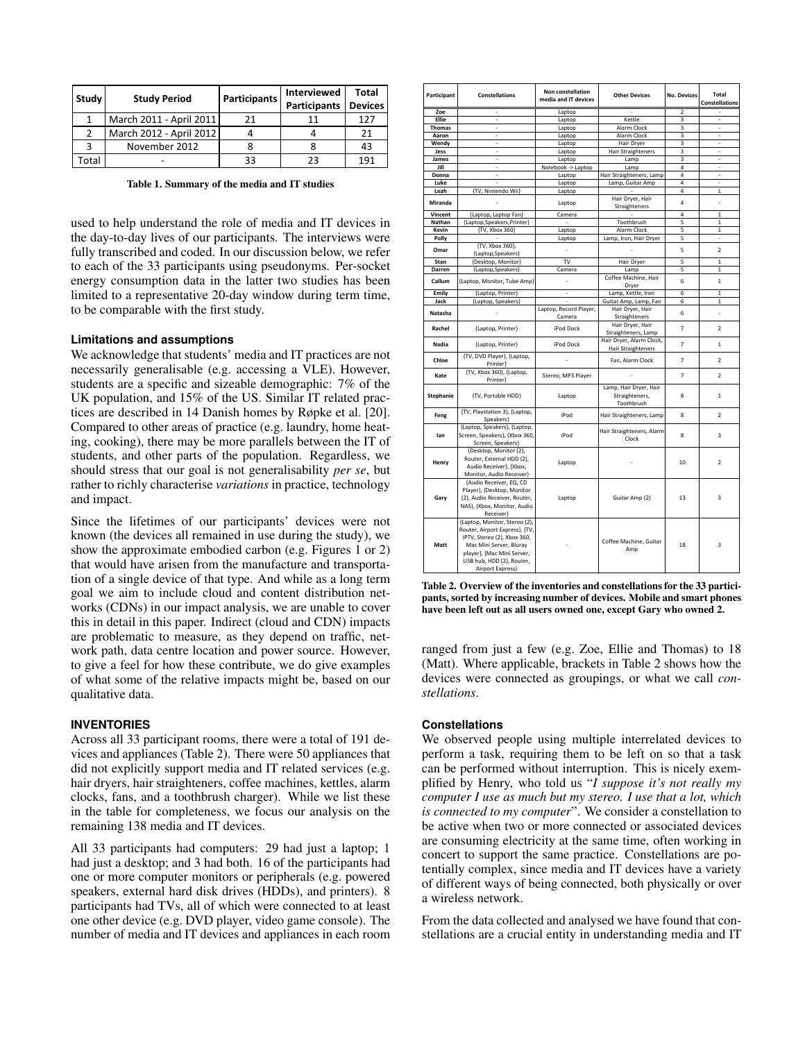| Study | Study Period | Participants | Interviewed Participants | Total Devices |
|---|---|---|---|---|
| 1 | March 2011 - April 2011 | 21 | 11 | 127 |
| 2 | March 2012 - April 2012 | 4 | 4 | 21 |
| 3 | November 2012 | 8 | 8 | 43 |
| Total | - | 33 | 23 | 191 |

**Table 1. Summary of the media and IT studies**

used to help understand the role of media and IT devices in the day-to-day lives of our participants. The interviews were fully transcribed and coded. In our discussion below, we refer to each of the 33 participants using pseudonyms. Per-socket energy consumption data in the latter two studies has been limited to a representative 20-day window during term time, to be comparable with the first study.

### Limitations and assumptions

We acknowledge that students' media and IT practices are not necessarily generalisable (e.g. accessing a VLE). However, students are a specific and sizeable demographic: 7% of the UK population, and 15% of the US. Similar IT related practices are described in 14 Danish homes by Røpke et al. [20]. Compared to other areas of practice (e.g. laundry, home heating, cooking), there may be more parallels between the IT of students, and other parts of the population. Regardless, we should stress that our goal is not generalisability *per se*, but rather to richly characterise *variations* in practice, technology and impact.

Since the lifetimes of our participants' devices were not known (the devices all remained in use during the study), we show the approximate embodied carbon (e.g. Figures 1 or 2) that would have arisen from the manufacture and transportation of a single device of that type. And while as a long term goal we aim to include cloud and content distribution networks (CDNs) in our impact analysis, we are unable to cover this in detail in this paper. Indirect (cloud and CDN) impacts are problematic to measure, as they depend on traffic, network path, data centre location and power source. However, to give a feel for how these contribute, we do give examples of what some of the relative impacts might be, based on our qualitative data.

## INVENTORIES

Across all 33 participant rooms, there were a total of 191 devices and appliances (Table 2). There were 50 appliances that did not explicitly support media and IT related services (e.g. hair dryers, hair straighteners, coffee machines, kettles, alarm clocks, fans, and a toothbrush charger). While we list these in the table for completeness, we focus our analysis on the remaining 138 media and IT devices.

All 33 participants had computers: 29 had just a laptop; 1 had just a desktop; and 3 had both. 16 of the participants had one or more computer monitors or peripherals (e.g. powered speakers, external hard disk drives (HDDs), and printers). 8 participants had TVs, all of which were connected to at least one other device (e.g. DVD player, video game console). The number of media and IT devices and appliances in each room

| Participant | Constellations | Non constellation media and IT devices | Other Devices | No. Devices | Total Constellations |
|---|---|---|---|---|---|
| Zoe | - | Laptop | - | 2 | - |
| Ellie | - | Laptop | Kettle | 3 | - |
| Thomas | - | Laptop | Alarm Clock | 3 | - |
| Aaron | - | Laptop | Alarm Clock | 3 | - |
| Wendy | - | Laptop | Hair Dryer | 3 | - |
| Jess | - | Laptop | Hair Straighteners | 3 | - |
| James | - | Laptop | Lamp | 3 | - |
| Jill | - | Notebook -> Laptop | Lamp | 4 | - |
| Donna | - | Laptop | Hair Straighteners, Lamp | 4 | - |
| Luke | - | Laptop | Lamp, Guitar Amp | 4 | - |
| Leah | {TV, Nintendo Wii} | Laptop | - | 4 | 1 |
| Miranda | - | Laptop | Hair Dryer, Hair Straighteners | 4 | - |
| Vincent | {Laptop, Laptop Fan} | Camera | - | 4 | 1 |
| Nathan | {Laptop,Speakers,Printer} | - | Toothbrush | 5 | 1 |
| Kevin | {TV, Xbox 360} | Laptop | Alarm Clock | 5 | 1 |
| Polly | - | Laptop | Lamp, Iron, Hair Dryer | 5 | - |
| Omar | {TV, Xbox 360}, {Laptop,Speakers} | - | - | 5 | 2 |
| Stan | {Desktop, Monitor} | TV | Hair Dryer | 5 | 1 |
| Darren | {Laptop,Speakers} | Camera | Lamp | 5 | 1 |
| Callum | {Laptop, Monitor, Tube Amp} | - | Coffee Machine, Hair Dryer | 6 | 1 |
| Emily | {Laptop, Printer} | - | Lamp, Kettle, Iron | 6 | 1 |
| Jack | {Laptop, Speakers} | - | Guitar Amp, Lamp, Fan | 6 | 1 |
| Natasha | - | Laptop, Record Player, Camera | Hair Dryer, Hair Straighteners | 6 | - |
| Rachel | {Laptop, Printer} | iPod Dock | Hair Dryer, Hair Straighteners, Lamp | 7 | 2 |
| Nadia | {Laptop, Printer} | iPod Dock | Hair Dryer, Alarm Clock, Hair Straighteners | 7 | 1 |
| Chloe | {TV, DVD Player}, {Laptop, Printer} | - | Fan, Alarm Clock | 7 | 2 |
| Kate | {TV, Xbox 360}, {Laptop, Printer} | Stereo, MP3 Player | - | 7 | 2 |
| Stephanie | {TV, Portable HDD} | Laptop | Lamp, Hair Dryer, Hair Straighteners, Toothbrush | 8 | 1 |
| Feng | {TV, Playstation 3}, {Laptop, Speakers} | iPod | Hair Straighteners, Lamp | 8 | 2 |
| Ian | {Laptop, Speakers}, {Laptop, Screen, Speakers}, {Xbox 360, Screen, Speakers} | iPod | Hair Straighteners, Alarm Clock | 8 | 3 |
| Henry | {Desktop, Monitor (2), Router, External HDD (2), Audio Receiver}, {Xbox, Monitor, Audio Receiver} | Laptop | - | 10 | 2 |
| Gary | {Audio Receiver, EQ, CD Player}, {Desktop, Monitor (2), Audio Receiver, Router, NAS}, {Xbox, Monitor, Audio Receiver} | Laptop | Guitar Amp (2) | 13 | 3 |
| Matt | {Laptop, Monitor, Stereo (2), Router, Airport Express}, {TV, IPTV, Stereo (2), Xbox 360, Mac Mini Server, Bluray player}, {Mac Mini Server, USB hub, HDD (2), Router, Airport Express} | - | Coffee Machine, Guitar Amp | 18 | 3 |

**Table 2. Overview of the inventories and constellations for the 33 participants, sorted by increasing number of devices. Mobile and smart phones have been left out as all users owned one, except Gary who owned 2.**

ranged from just a few (e.g. Zoe, Ellie and Thomas) to 18 (Matt). Where applicable, brackets in Table 2 shows how the devices were connected as groupings, or what we call *constellations*.

### Constellations

We observed people using multiple interrelated devices to perform a task, requiring them to be left on so that a task can be performed without interruption. This is nicely exemplified by Henry, who told us "*I suppose it's not really my computer I use as much but my stereo. I use that a lot, which is connected to my computer*". We consider a constellation to be active when two or more connected or associated devices are consuming electricity at the same time, often working in concert to support the same practice. Constellations are potentially complex, since media and IT devices have a variety of different ways of being connected, both physically or over a wireless network.

From the data collected and analysed we have found that constellations are a crucial entity in understanding media and IT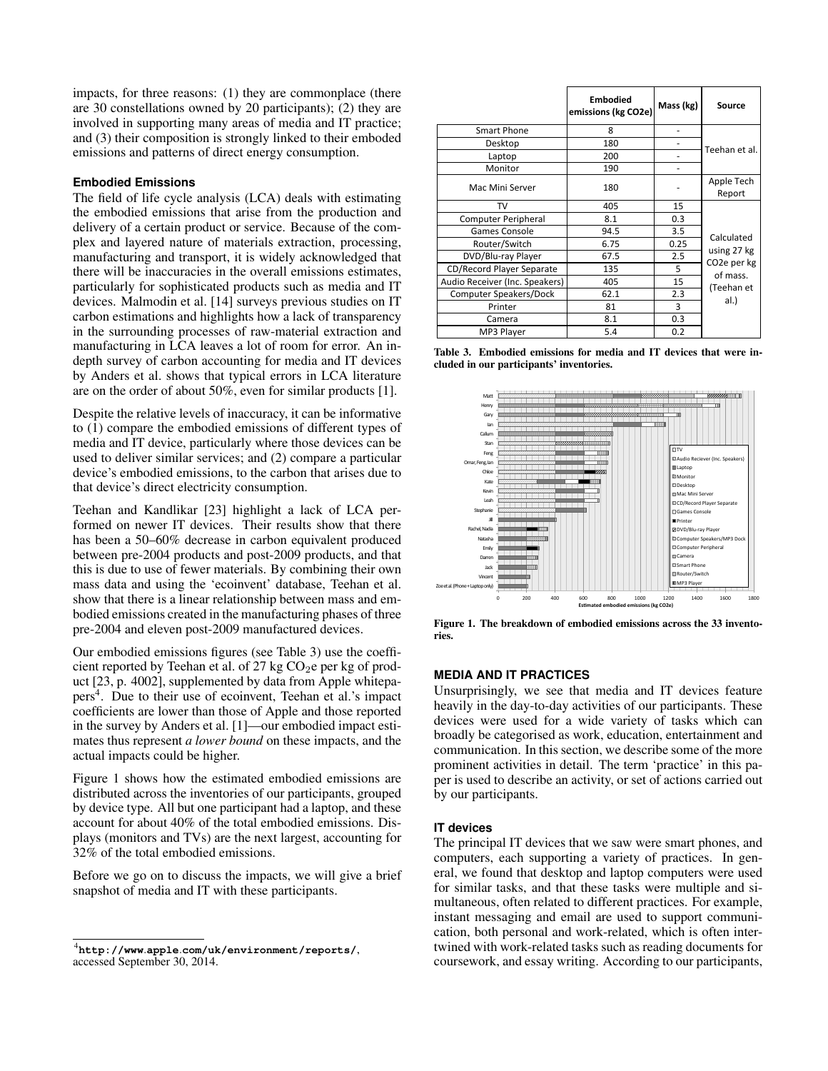impacts, for three reasons: (1) they are commonplace (there are 30 constellations owned by 20 participants); (2) they are involved in supporting many areas of media and IT practice; and (3) their composition is strongly linked to their emboded emissions and patterns of direct energy consumption.

### Embodied Emissions

The field of life cycle analysis (LCA) deals with estimating the embodied emissions that arise from the production and delivery of a certain product or service. Because of the complex and layered nature of materials extraction, processing, manufacturing and transport, it is widely acknowledged that there will be inaccuracies in the overall emissions estimates, particularly for sophisticated products such as media and IT devices. Malmodin et al. [14] surveys previous studies on IT carbon estimations and highlights how a lack of transparency in the surrounding processes of raw-material extraction and manufacturing in LCA leaves a lot of room for error. An in-depth survey of carbon accounting for media and IT devices by Anders et al. shows that typical errors in LCA literature are on the order of about 50%, even for similar products [1].

Despite the relative levels of inaccuracy, it can be informative to (1) compare the embodied emissions of different types of media and IT device, particularly where those devices can be used to deliver similar services; and (2) compare a particular device's embodied emissions, to the carbon that arises due to that device's direct electricity consumption.

Teehan and Kandlikar [23] highlight a lack of LCA performed on newer IT devices. Their results show that there has been a 50–60% decrease in carbon equivalent produced between pre-2004 products and post-2009 products, and that this is due to use of fewer materials. By combining their own mass data and using the 'ecoinvent' database, Teehan et al. show that there is a linear relationship between mass and embodied emissions created in the manufacturing phases of three pre-2004 and eleven post-2009 manufactured devices.

Our embodied emissions figures (see Table 3) use the coefficient reported by Teehan et al. of 27 kg $CO_2$e per kg of product [23, p. 4002], supplemented by data from Apple whitepapers[4]. Due to their use of ecoinvent, Teehan et al.'s impact coefficients are lower than those of Apple and those reported in the survey by Anders et al. [1]—our embodied impact estimates thus represent *a lower bound* on these impacts, and the actual impacts could be higher.

Figure 1 shows how the estimated embodied emissions are distributed across the inventories of our participants, grouped by device type. All but one participant had a laptop, and these account for about 40% of the total embodied emissions. Displays (monitors and TVs) are the next largest, accounting for 32% of the total embodied emissions.

Before we go on to discuss the impacts, we will give a brief snapshot of media and IT with these participants.

|  | Embodied emissions (kg CO2e) | Mass (kg) | Source |
|---|---|---|---|
| Smart Phone | 8 | - | Teehan et al. |
| Desktop | 180 | - | |
| Laptop | 200 | - | |
| Monitor | 190 | - | |
| Mac Mini Server | 180 | - | Apple Tech Report |
| TV | 405 | 15 | Calculated using 27 kg CO2e per kg of mass. (Teehan et al.) |
| Computer Peripheral | 8.1 | 0.3 | |
| Games Console | 94.5 | 3.5 | |
| Router/Switch | 6.75 | 0.25 | |
| DVD/Blu-ray Player | 67.5 | 2.5 | |
| CD/Record Player Separate | 135 | 5 | |
| Audio Receiver (Inc. Speakers) | 405 | 15 | |
| Computer Speakers/Dock | 62.1 | 2.3 | |
| Printer | 81 | 3 | |
| Camera | 8.1 | 0.3 | |
| MP3 Player | 5.4 | 0.2 | |

**Table 3. Embodied emissions for media and IT devices that were included in our participants' inventories.**

**Figure 1. The breakdown of embodied emissions across the 33 inventories.**

## MEDIA AND IT PRACTICES

Unsurprisingly, we see that media and IT devices feature heavily in the day-to-day activities of our participants. These devices were used for a wide variety of tasks which can broadly be categorised as work, education, entertainment and communication. In this section, we describe some of the more prominent activities in detail. The term 'practice' in this paper is used to describe an activity, or set of actions carried out by our participants.

### IT devices

The principal IT devices that we saw were smart phones, and computers, each supporting a variety of practices. In general, we found that desktop and laptop computers were used for similar tasks, and that these tasks were multiple and simultaneous, often related to different practices. For example, instant messaging and email are used to support communication, both personal and work-related, which is often intertwined with work-related tasks such as reading documents for coursework, and essay writing. According to our participants,

[4] **http://www.apple.com/uk/environment/reports/**, accessed September 30, 2014.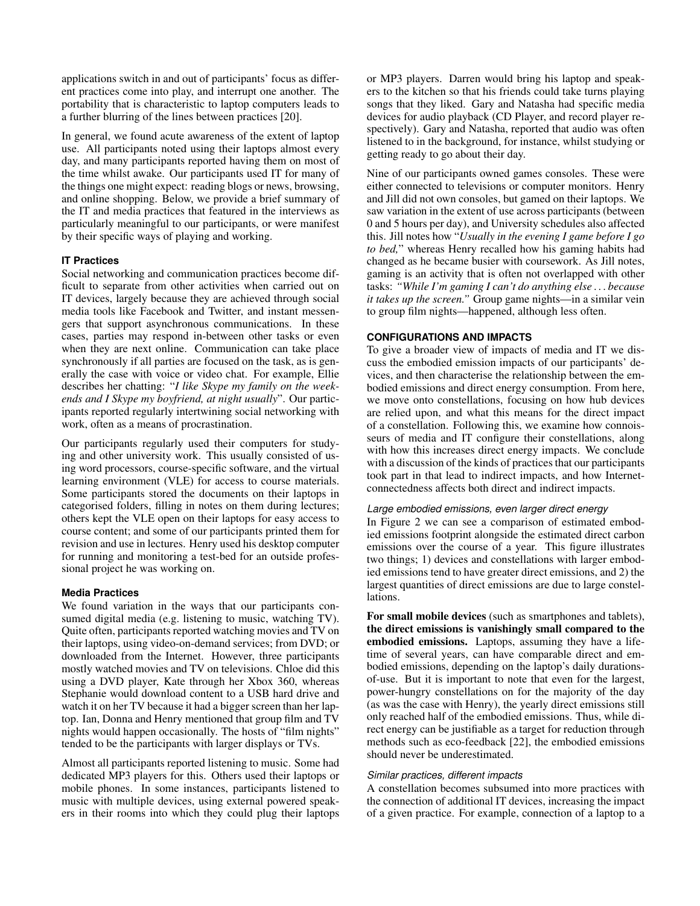applications switch in and out of participants' focus as different practices come into play, and interrupt one another. The portability that is characteristic to laptop computers leads to a further blurring of the lines between practices [20].

In general, we found acute awareness of the extent of laptop use. All participants noted using their laptops almost every day, and many participants reported having them on most of the time whilst awake. Our participants used IT for many of the things one might expect: reading blogs or news, browsing, and online shopping. Below, we provide a brief summary of the IT and media practices that featured in the interviews as particularly meaningful to our participants, or were manifest by their specific ways of playing and working.

### IT Practices

Social networking and communication practices become difficult to separate from other activities when carried out on IT devices, largely because they are achieved through social media tools like Facebook and Twitter, and instant messengers that support asynchronous communications. In these cases, parties may respond in-between other tasks or even when they are next online. Communication can take place synchronously if all parties are focused on the task, as is generally the case with voice or video chat. For example, Ellie describes her chatting: "*I like Skype my family on the weekends and I Skype my boyfriend, at night usually*". Our participants reported regularly intertwining social networking with work, often as a means of procrastination.

Our participants regularly used their computers for studying and other university work. This usually consisted of using word processors, course-specific software, and the virtual learning environment (VLE) for access to course materials. Some participants stored the documents on their laptops in categorised folders, filling in notes on them during lectures; others kept the VLE open on their laptops for easy access to course content; and some of our participants printed them for revision and use in lectures. Henry used his desktop computer for running and monitoring a test-bed for an outside professional project he was working on.

### Media Practices

We found variation in the ways that our participants consumed digital media (e.g. listening to music, watching TV). Quite often, participants reported watching movies and TV on their laptops, using video-on-demand services; from DVD; or downloaded from the Internet. However, three participants mostly watched movies and TV on televisions. Chloe did this using a DVD player, Kate through her Xbox 360, whereas Stephanie would download content to a USB hard drive and watch it on her TV because it had a bigger screen than her laptop. Ian, Donna and Henry mentioned that group film and TV nights would happen occasionally. The hosts of "film nights" tended to be the participants with larger displays or TVs.

Almost all participants reported listening to music. Some had dedicated MP3 players for this. Others used their laptops or mobile phones. In some instances, participants listened to music with multiple devices, using external powered speakers in their rooms into which they could plug their laptops or MP3 players. Darren would bring his laptop and speakers to the kitchen so that his friends could take turns playing songs that they liked. Gary and Natasha had specific media devices for audio playback (CD Player, and record player respectively). Gary and Natasha, reported that audio was often listened to in the background, for instance, whilst studying or getting ready to go about their day.

Nine of our participants owned games consoles. These were either connected to televisions or computer monitors. Henry and Jill did not own consoles, but gamed on their laptops. We saw variation in the extent of use across participants (between 0 and 5 hours per day), and University schedules also affected this. Jill notes how "*Usually in the evening I game before I go to bed,*" whereas Henry recalled how his gaming habits had changed as he became busier with coursework. As Jill notes, gaming is an activity that is often not overlapped with other tasks: *"While I'm gaming I can't do anything else ... because it takes up the screen."* Group game nights—in a similar vein to group film nights—happened, although less often.

## CONFIGURATIONS AND IMPACTS

To give a broader view of impacts of media and IT we discuss the embodied emission impacts of our participants' devices, and then characterise the relationship between the embodied emissions and direct energy consumption. From here, we move onto constellations, focusing on how hub devices are relied upon, and what this means for the direct impact of a constellation. Following this, we examine how connoisseurs of media and IT configure their constellations, along with how this increases direct energy impacts. We conclude with a discussion of the kinds of practices that our participants took part in that lead to indirect impacts, and how Internet-connectedness affects both direct and indirect impacts.

### *Large embodied emissions, even larger direct energy*

In Figure 2 we can see a comparison of estimated embodied emissions footprint alongside the estimated direct carbon emissions over the course of a year. This figure illustrates two things; 1) devices and constellations with larger embodied emissions tend to have greater direct emissions, and 2) the largest quantities of direct emissions are due to large constellations.

**For small mobile devices** (such as smartphones and tablets), **the direct emissions is vanishingly small compared to the embodied emissions.** Laptops, assuming they have a lifetime of several years, can have comparable direct and embodied emissions, depending on the laptop's daily durations-of-use. But it is important to note that even for the largest, power-hungry constellations on for the majority of the day (as was the case with Henry), the yearly direct emissions still only reached half of the embodied emissions. Thus, while direct energy can be justifiable as a target for reduction through methods such as eco-feedback [22], the embodied emissions should never be underestimated.

### *Similar practices, different impacts*

A constellation becomes subsumed into more practices with the connection of additional IT devices, increasing the impact of a given practice. For example, connection of a laptop to a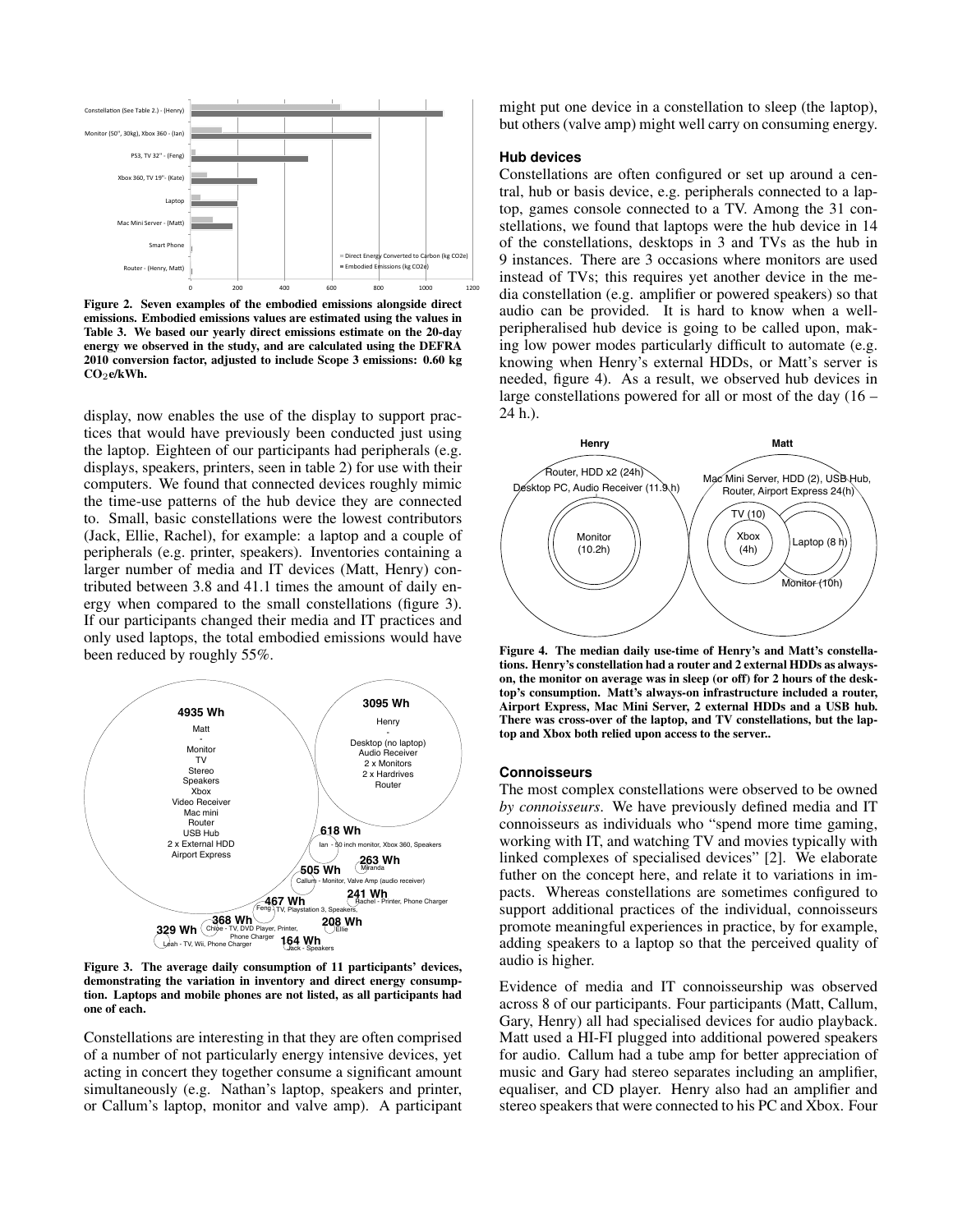Figure 2. Seven examples of the embodied emissions alongside direct emissions. Embodied emissions values are estimated using the values in Table 3. We based our yearly direct emissions estimate on the 20-day energy we observed in the study, and are calculated using the DEFRA 2010 conversion factor, adjusted to include Scope 3 emissions: 0.60 kg $CO_2$e/kWh.

display, now enables the use of the display to support practices that would have previously been conducted just using the laptop. Eighteen of our participants had peripherals (e.g. displays, speakers, printers, seen in table 2) for use with their computers. We found that connected devices roughly mimic the time-use patterns of the hub device they are connected to. Small, basic constellations were the lowest contributors (Jack, Ellie, Rachel), for example: a laptop and a couple of peripherals (e.g. printer, speakers). Inventories containing a larger number of media and IT devices (Matt, Henry) contributed between 3.8 and 41.1 times the amount of daily energy when compared to the small constellations (figure 3). If our participants changed their media and IT practices and only used laptops, the total embodied emissions would have been reduced by roughly 55%.

Figure 3. The average daily consumption of 11 participants' devices, demonstrating the variation in inventory and direct energy consumption. Laptops and mobile phones are not listed, as all participants had one of each.

Constellations are interesting in that they are often comprised of a number of not particularly energy intensive devices, yet acting in concert they together consume a significant amount simultaneously (e.g. Nathan's laptop, speakers and printer, or Callum's laptop, monitor and valve amp). A participant might put one device in a constellation to sleep (the laptop), but others (valve amp) might well carry on consuming energy.

### Hub devices

Constellations are often configured or set up around a central, hub or basis device, e.g. peripherals connected to a laptop, games console connected to a TV. Among the 31 constellations, we found that laptops were the hub device in 14 of the constellations, desktops in 3 and TVs as the hub in 9 instances. There are 3 occasions where monitors are used instead of TVs; this requires yet another device in the media constellation (e.g. amplifier or powered speakers) so that audio can be provided. It is hard to know when a well-peripheralised hub device is going to be called upon, making low power modes particularly difficult to automate (e.g. knowing when Henry's external HDDs, or Matt's server is needed, figure 4). As a result, we observed hub devices in large constellations powered for all or most of the day (16 – 24 h.).

Figure 4. The median daily use-time of Henry's and Matt's constellations. Henry's constellation had a router and 2 external HDDs as always-on, the monitor on average was in sleep (or off) for 2 hours of the desktop's consumption. Matt's always-on infrastructure included a router, Airport Express, Mac Mini Server, 2 external HDDs and a USB hub. There was cross-over of the laptop, and TV constellations, but the laptop and Xbox both relied upon access to the server..

### Connoisseurs

The most complex constellations were observed to be owned *by connoisseurs*. We have previously defined media and IT connoisseurs as individuals who "spend more time gaming, working with IT, and watching TV and movies typically with linked complexes of specialised devices" [2]. We elaborate futher on the concept here, and relate it to variations in impacts. Whereas constellations are sometimes configured to support additional practices of the individual, connoisseurs promote meaningful experiences in practice, by for example, adding speakers to a laptop so that the perceived quality of audio is higher.

Evidence of media and IT connoisseurship was observed across 8 of our participants. Four participants (Matt, Callum, Gary, Henry) all had specialised devices for audio playback. Matt used a HI-FI plugged into additional powered speakers for audio. Callum had a tube amp for better appreciation of music and Gary had stereo separates including an amplifier, equaliser, and CD player. Henry also had an amplifier and stereo speakers that were connected to his PC and Xbox. Four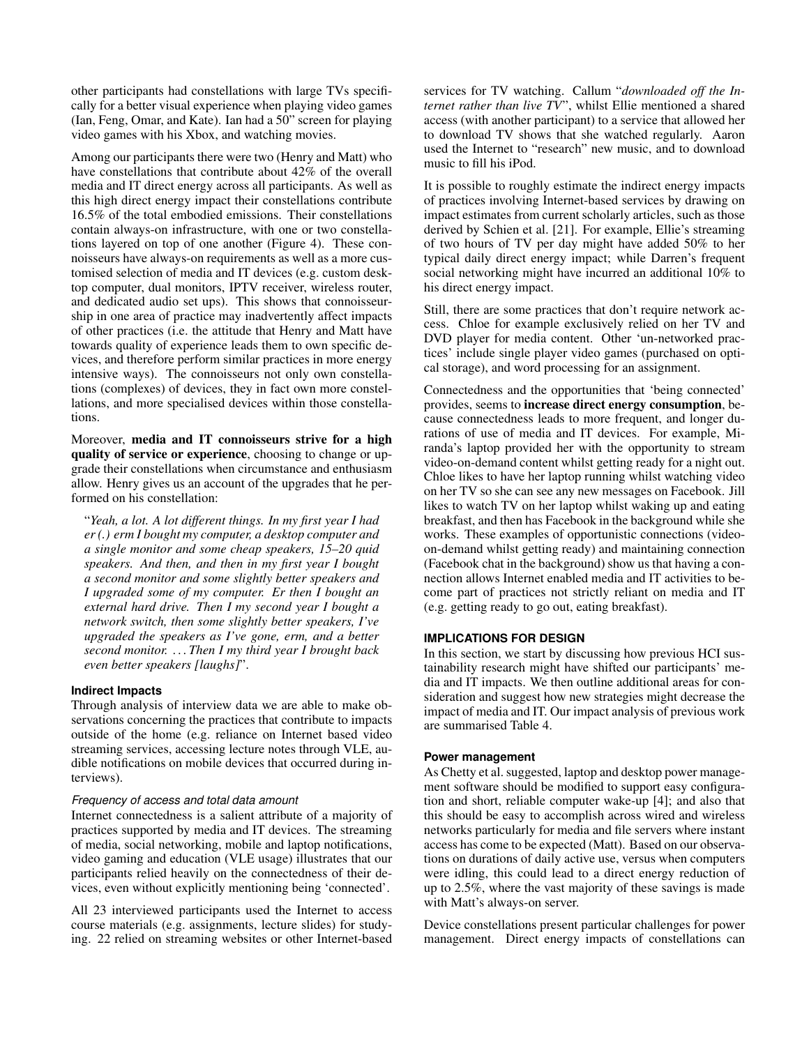other participants had constellations with large TVs specifically for a better visual experience when playing video games (Ian, Feng, Omar, and Kate). Ian had a 50" screen for playing video games with his Xbox, and watching movies.

Among our participants there were two (Henry and Matt) who have constellations that contribute about 42% of the overall media and IT direct energy across all participants. As well as this high direct energy impact their constellations contribute 16.5% of the total embodied emissions. Their constellations contain always-on infrastructure, with one or two constellations layered on top of one another (Figure 4). These connoisseurs have always-on requirements as well as a more customised selection of media and IT devices (e.g. custom desktop computer, dual monitors, IPTV receiver, wireless router, and dedicated audio set ups). This shows that connoisseurship in one area of practice may inadvertently affect impacts of other practices (i.e. the attitude that Henry and Matt have towards quality of experience leads them to own specific devices, and therefore perform similar practices in more energy intensive ways). The connoisseurs not only own constellations (complexes) of devices, they in fact own more constellations, and more specialised devices within those constellations.

Moreover, **media and IT connoisseurs strive for a high quality of service or experience**, choosing to change or upgrade their constellations when circumstance and enthusiasm allow. Henry gives us an account of the upgrades that he performed on his constellation:

> "*Yeah, a lot. A lot different things. In my first year I had er (.) erm I bought my computer, a desktop computer and a single monitor and some cheap speakers, 15–20 quid speakers. And then, and then in my first year I bought a second monitor and some slightly better speakers and I upgraded some of my computer. Er then I bought an external hard drive. Then I my second year I bought a network switch, then some slightly better speakers, I've upgraded the speakers as I've gone, erm, and a better second monitor. ... Then I my third year I brought back even better speakers [laughs]*".

#### Indirect Impacts

Through analysis of interview data we are able to make observations concerning the practices that contribute to impacts outside of the home (e.g. reliance on Internet based video streaming services, accessing lecture notes through VLE, audible notifications on mobile devices that occurred during interviews).

##### *Frequency of access and total data amount*

Internet connectedness is a salient attribute of a majority of practices supported by media and IT devices. The streaming of media, social networking, mobile and laptop notifications, video gaming and education (VLE usage) illustrates that our participants relied heavily on the connectedness of their devices, even without explicitly mentioning being 'connected'.

All 23 interviewed participants used the Internet to access course materials (e.g. assignments, lecture slides) for studying. 22 relied on streaming websites or other Internet-based services for TV watching. Callum "*downloaded off the Internet rather than live TV*", whilst Ellie mentioned a shared access (with another participant) to a service that allowed her to download TV shows that she watched regularly. Aaron used the Internet to "research" new music, and to download music to fill his iPod.

It is possible to roughly estimate the indirect energy impacts of practices involving Internet-based services by drawing on impact estimates from current scholarly articles, such as those derived by Schien et al. [21]. For example, Ellie's streaming of two hours of TV per day might have added 50% to her typical daily direct energy impact; while Darren's frequent social networking might have incurred an additional 10% to his direct energy impact.

Still, there are some practices that don't require network access. Chloe for example exclusively relied on her TV and DVD player for media content. Other 'un-networked practices' include single player video games (purchased on optical storage), and word processing for an assignment.

Connectedness and the opportunities that 'being connected' provides, seems to **increase direct energy consumption**, because connectedness leads to more frequent, and longer durations of use of media and IT devices. For example, Miranda's laptop provided her with the opportunity to stream video-on-demand content whilst getting ready for a night out. Chloe likes to have her laptop running whilst watching video on her TV so she can see any new messages on Facebook. Jill likes to watch TV on her laptop whilst waking up and eating breakfast, and then has Facebook in the background while she works. These examples of opportunistic connections (video-on-demand whilst getting ready) and maintaining connection (Facebook chat in the background) show us that having a connection allows Internet enabled media and IT activities to become part of practices not strictly reliant on media and IT (e.g. getting ready to go out, eating breakfast).

### IMPLICATIONS FOR DESIGN

In this section, we start by discussing how previous HCI sustainability research might have shifted our participants' media and IT impacts. We then outline additional areas for consideration and suggest how new strategies might decrease the impact of media and IT. Our impact analysis of previous work are summarised Table 4.

#### Power management

As Chetty et al. suggested, laptop and desktop power management software should be modified to support easy configuration and short, reliable computer wake-up [4]; and also that this should be easy to accomplish across wired and wireless networks particularly for media and file servers where instant access has come to be expected (Matt). Based on our observations on durations of daily active use, versus when computers were idling, this could lead to a direct energy reduction of up to 2.5%, where the vast majority of these savings is made with Matt's always-on server.

Device constellations present particular challenges for power management. Direct energy impacts of constellations can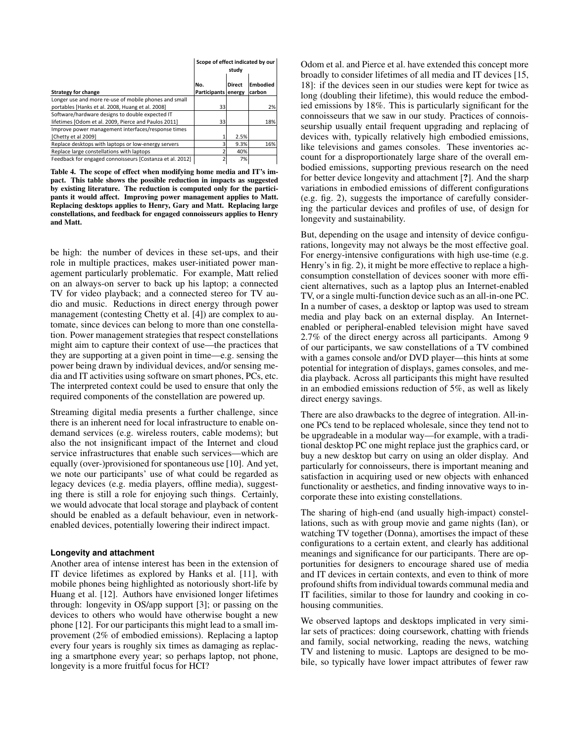| Strategy for change | Scope of effect indicated by our study | | |
|---|---|---|---|
| | No. Participants | Direct energy | Embodied carbon |
| Longer use and more re-use of mobile phones and small portables [Hanks et al. 2008, Huang et al. 2008] | 33 | | 2% |
| Software/hardware designs to double expected IT lifetimes [Odom et al. 2009, Pierce and Paulos 2011] | 33 | | 18% |
| Improve power management interfaces/response times [Chetty et al 2009] | 1 | 2.5% | |
| Replace desktops with laptops or low-energy servers | 3 | 9.3% | 16% |
| Replace large constellations with laptops | 2 | 40% | |
| Feedback for engaged connoisseurs [Costanza et al. 2012] | 2 | 7% | |

**Table 4. The scope of effect when modifying home media and IT's impact. This table shows the possible reduction in impacts as suggested by existing literature. The reduction is computed only for the participants it would affect. Improving power management applies to Matt. Replacing desktops applies to Henry, Gary and Matt. Replacing large constellations, and feedback for engaged connoisseurs applies to Henry and Matt.**

be high: the number of devices in these set-ups, and their role in multiple practices, makes user-initiated power management particularly problematic. For example, Matt relied on an always-on server to back up his laptop; a connected TV for video playback; and a connected stereo for TV audio and music. Reductions in direct energy through power management (contesting Chetty et al. [4]) are complex to automate, since devices can belong to more than one constellation. Power management strategies that respect constellations might aim to capture their context of use—the practices that they are supporting at a given point in time—e.g. sensing the power being drawn by individual devices, and/or sensing media and IT activities using software on smart phones, PCs, etc. The interpreted context could be used to ensure that only the required components of the constellation are powered up.

Streaming digital media presents a further challenge, since there is an inherent need for local infrastructure to enable on-demand services (e.g. wireless routers, cable modems); but also the not insignificant impact of the Internet and cloud service infrastructures that enable such services—which are equally (over-)provisioned for spontaneous use [10]. And yet, we note our participants' use of what could be regarded as legacy devices (e.g. media players, offline media), suggesting there is still a role for enjoying such things. Certainly, we would advocate that local storage and playback of content should be enabled as a default behaviour, even in network-enabled devices, potentially lowering their indirect impact.

#### Longevity and attachment

Another area of intense interest has been in the extension of IT device lifetimes as explored by Hanks et al. [11], with mobile phones being highlighted as notoriously short-life by Huang et al. [12]. Authors have envisioned longer lifetimes through: longevity in OS/app support [3]; or passing on the devices to others who would have otherwise bought a new phone [12]. For our participants this might lead to a small improvement (2% of embodied emissions). Replacing a laptop every four years is roughly six times as damaging as replacing a smartphone every year; so perhaps laptop, not phone, longevity is a more fruitful focus for HCI?

Odom et al. and Pierce et al. have extended this concept more broadly to consider lifetimes of all media and IT devices [15, 18]: if the devices seen in our studies were kept for twice as long (doubling their lifetime), this would reduce the embodied emissions by 18%. This is particularly significant for the connoisseurs that we saw in our study. Practices of connoisseurship usually entail frequent upgrading and replacing of devices with, typically relatively high embodied emissions, like televisions and games consoles. These inventories account for a disproportionately large share of the overall embodied emissions, supporting previous research on the need for better device longevity and attachment [?]. And the sharp variations in embodied emissions of different configurations (e.g. fig. 2), suggests the importance of carefully considering the particular devices and profiles of use, of design for longevity and sustainability.

But, depending on the usage and intensity of device configurations, longevity may not always be the most effective goal. For energy-intensive configurations with high use-time (e.g. Henry's in fig. 2), it might be more effective to replace a high-consumption constellation of devices sooner with more efficient alternatives, such as a laptop plus an Internet-enabled TV, or a single multi-function device such as an all-in-one PC. In a number of cases, a desktop or laptop was used to stream media and play back on an external display. An Internet-enabled or peripheral-enabled television might have saved 2.7% of the direct energy across all participants. Among 9 of our participants, we saw constellations of a TV combined with a games console and/or DVD player—this hints at some potential for integration of displays, games consoles, and media playback. Across all participants this might have resulted in an embodied emissions reduction of 5%, as well as likely direct energy savings.

There are also drawbacks to the degree of integration. All-in-one PCs tend to be replaced wholesale, since they tend not to be upgradeable in a modular way—for example, with a traditional desktop PC one might replace just the graphics card, or buy a new desktop but carry on using an older display. And particularly for connoisseurs, there is important meaning and satisfaction in acquiring used or new objects with enhanced functionality or aesthetics, and finding innovative ways to incorporate these into existing constellations.

The sharing of high-end (and usually high-impact) constellations, such as with group movie and game nights (Ian), or watching TV together (Donna), amortises the impact of these configurations to a certain extent, and clearly has additional meanings and significance for our participants. There are opportunities for designers to encourage shared use of media and IT devices in certain contexts, and even to think of more profound shifts from individual towards communal media and IT facilities, similar to those for laundry and cooking in co-housing communities.

We observed laptops and desktops implicated in very similar sets of practices: doing coursework, chatting with friends and family, social networking, reading the news, watching TV and listening to music. Laptops are designed to be mobile, so typically have lower impact attributes of fewer raw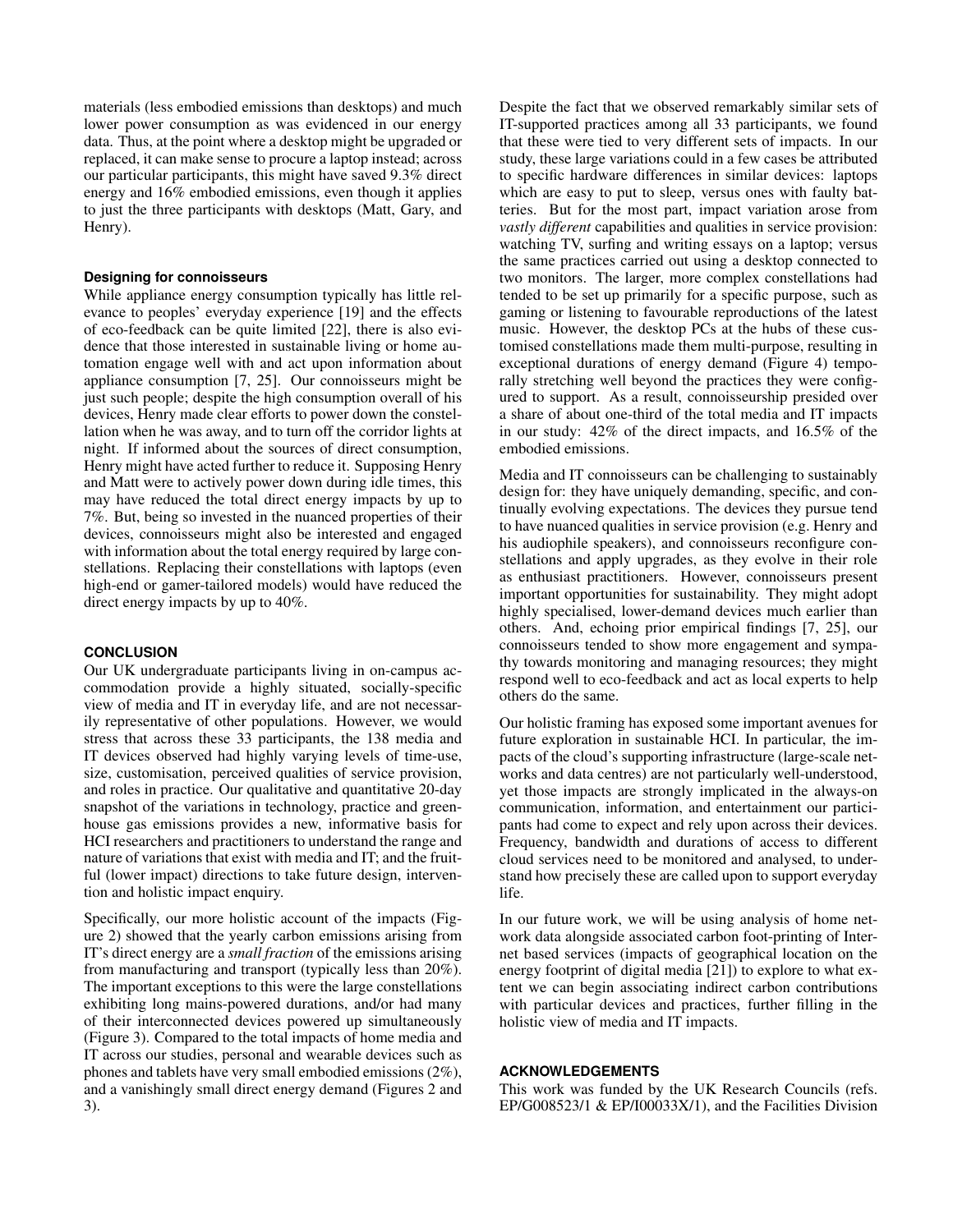materials (less embodied emissions than desktops) and much lower power consumption as was evidenced in our energy data. Thus, at the point where a desktop might be upgraded or replaced, it can make sense to procure a laptop instead; across our particular participants, this might have saved 9.3% direct energy and 16% embodied emissions, even though it applies to just the three participants with desktops (Matt, Gary, and Henry).

### Designing for connoisseurs

While appliance energy consumption typically has little relevance to peoples' everyday experience [19] and the effects of eco-feedback can be quite limited [22], there is also evidence that those interested in sustainable living or home automation engage well with and act upon information about appliance consumption [7, 25]. Our connoisseurs might be just such people; despite the high consumption overall of his devices, Henry made clear efforts to power down the constellation when he was away, and to turn off the corridor lights at night. If informed about the sources of direct consumption, Henry might have acted further to reduce it. Supposing Henry and Matt were to actively power down during idle times, this may have reduced the total direct energy impacts by up to 7%. But, being so invested in the nuanced properties of their devices, connoisseurs might also be interested and engaged with information about the total energy required by large constellations. Replacing their constellations with laptops (even high-end or gamer-tailored models) would have reduced the direct energy impacts by up to 40%.

## CONCLUSION

Our UK undergraduate participants living in on-campus accommodation provide a highly situated, socially-specific view of media and IT in everyday life, and are not necessarily representative of other populations. However, we would stress that across these 33 participants, the 138 media and IT devices observed had highly varying levels of time-use, size, customisation, perceived qualities of service provision, and roles in practice. Our qualitative and quantitative 20-day snapshot of the variations in technology, practice and greenhouse gas emissions provides a new, informative basis for HCI researchers and practitioners to understand the range and nature of variations that exist with media and IT; and the fruitful (lower impact) directions to take future design, intervention and holistic impact enquiry.

Specifically, our more holistic account of the impacts (Figure 2) showed that the yearly carbon emissions arising from IT's direct energy are a *small fraction* of the emissions arising from manufacturing and transport (typically less than 20%). The important exceptions to this were the large constellations exhibiting long mains-powered durations, and/or had many of their interconnected devices powered up simultaneously (Figure 3). Compared to the total impacts of home media and IT across our studies, personal and wearable devices such as phones and tablets have very small embodied emissions (2%), and a vanishingly small direct energy demand (Figures 2 and 3).

Despite the fact that we observed remarkably similar sets of IT-supported practices among all 33 participants, we found that these were tied to very different sets of impacts. In our study, these large variations could in a few cases be attributed to specific hardware differences in similar devices: laptops which are easy to put to sleep, versus ones with faulty batteries. But for the most part, impact variation arose from *vastly different* capabilities and qualities in service provision: watching TV, surfing and writing essays on a laptop; versus the same practices carried out using a desktop connected to two monitors. The larger, more complex constellations had tended to be set up primarily for a specific purpose, such as gaming or listening to favourable reproductions of the latest music. However, the desktop PCs at the hubs of these customised constellations made them multi-purpose, resulting in exceptional durations of energy demand (Figure 4) temporally stretching well beyond the practices they were configured to support. As a result, connoisseurship presided over a share of about one-third of the total media and IT impacts in our study: 42% of the direct impacts, and 16.5% of the embodied emissions.

Media and IT connoisseurs can be challenging to sustainably design for: they have uniquely demanding, specific, and continually evolving expectations. The devices they pursue tend to have nuanced qualities in service provision (e.g. Henry and his audiophile speakers), and connoisseurs reconfigure constellations and apply upgrades, as they evolve in their role as enthusiast practitioners. However, connoisseurs present important opportunities for sustainability. They might adopt highly specialised, lower-demand devices much earlier than others. And, echoing prior empirical findings [7, 25], our connoisseurs tended to show more engagement and sympathy towards monitoring and managing resources; they might respond well to eco-feedback and act as local experts to help others do the same.

Our holistic framing has exposed some important avenues for future exploration in sustainable HCI. In particular, the impacts of the cloud's supporting infrastructure (large-scale networks and data centres) are not particularly well-understood, yet those impacts are strongly implicated in the always-on communication, information, and entertainment our participants had come to expect and rely upon across their devices. Frequency, bandwidth and durations of access to different cloud services need to be monitored and analysed, to understand how precisely these are called upon to support everyday life.

In our future work, we will be using analysis of home network data alongside associated carbon foot-printing of Internet based services (impacts of geographical location on the energy footprint of digital media [21]) to explore to what extent we can begin associating indirect carbon contributions with particular devices and practices, further filling in the holistic view of media and IT impacts.

## ACKNOWLEDGEMENTS

This work was funded by the UK Research Councils (refs. EP/G008523/1 & EP/I00033X/1), and the Facilities Division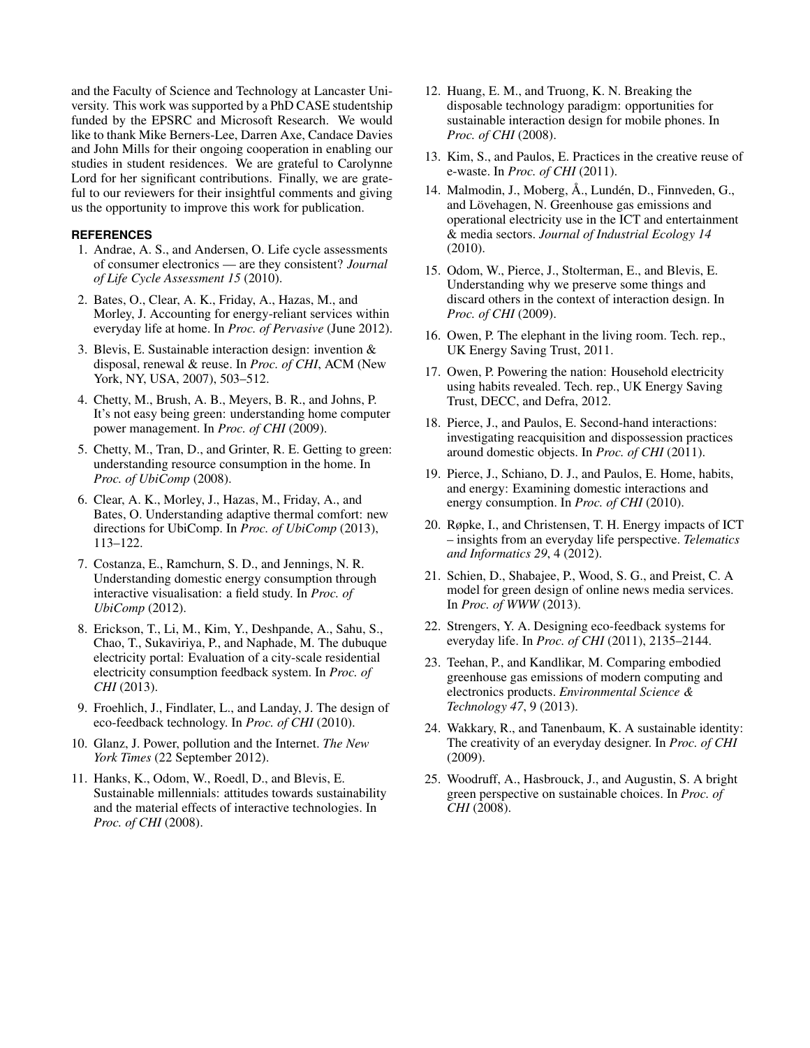and the Faculty of Science and Technology at Lancaster University. This work was supported by a PhD CASE studentship funded by the EPSRC and Microsoft Research. We would like to thank Mike Berners-Lee, Darren Axe, Candace Davies and John Mills for their ongoing cooperation in enabling our studies in student residences. We are grateful to Carolynne Lord for her significant contributions. Finally, we are grateful to our reviewers for their insightful comments and giving us the opportunity to improve this work for publication.

## REFERENCES

1. Andrae, A. S., and Andersen, O. Life cycle assessments of consumer electronics — are they consistent? *Journal of Life Cycle Assessment 15* (2010).
2. Bates, O., Clear, A. K., Friday, A., Hazas, M., and Morley, J. Accounting for energy-reliant services within everyday life at home. In *Proc. of Pervasive* (June 2012).
3. Blevis, E. Sustainable interaction design: invention & disposal, renewal & reuse. In *Proc. of CHI*, ACM (New York, NY, USA, 2007), 503–512.
4. Chetty, M., Brush, A. B., Meyers, B. R., and Johns, P. It's not easy being green: understanding home computer power management. In *Proc. of CHI* (2009).
5. Chetty, M., Tran, D., and Grinter, R. E. Getting to green: understanding resource consumption in the home. In *Proc. of UbiComp* (2008).
6. Clear, A. K., Morley, J., Hazas, M., Friday, A., and Bates, O. Understanding adaptive thermal comfort: new directions for UbiComp. In *Proc. of UbiComp* (2013), 113–122.
7. Costanza, E., Ramchurn, S. D., and Jennings, N. R. Understanding domestic energy consumption through interactive visualisation: a field study. In *Proc. of UbiComp* (2012).
8. Erickson, T., Li, M., Kim, Y., Deshpande, A., Sahu, S., Chao, T., Sukaviriya, P., and Naphade, M. The dubuque electricity portal: Evaluation of a city-scale residential electricity consumption feedback system. In *Proc. of CHI* (2013).
9. Froehlich, J., Findlater, L., and Landay, J. The design of eco-feedback technology. In *Proc. of CHI* (2010).
10. Glanz, J. Power, pollution and the Internet. *The New York Times* (22 September 2012).
11. Hanks, K., Odom, W., Roedl, D., and Blevis, E. Sustainable millennials: attitudes towards sustainability and the material effects of interactive technologies. In *Proc. of CHI* (2008).
12. Huang, E. M., and Truong, K. N. Breaking the disposable technology paradigm: opportunities for sustainable interaction design for mobile phones. In *Proc. of CHI* (2008).
13. Kim, S., and Paulos, E. Practices in the creative reuse of e-waste. In *Proc. of CHI* (2011).
14. Malmodin, J., Moberg, Å., Lundén, D., Finnveden, G., and Lövehagen, N. Greenhouse gas emissions and operational electricity use in the ICT and entertainment & media sectors. *Journal of Industrial Ecology 14* (2010).
15. Odom, W., Pierce, J., Stolterman, E., and Blevis, E. Understanding why we preserve some things and discard others in the context of interaction design. In *Proc. of CHI* (2009).
16. Owen, P. The elephant in the living room. Tech. rep., UK Energy Saving Trust, 2011.
17. Owen, P. Powering the nation: Household electricity using habits revealed. Tech. rep., UK Energy Saving Trust, DECC, and Defra, 2012.
18. Pierce, J., and Paulos, E. Second-hand interactions: investigating reacquisition and dispossession practices around domestic objects. In *Proc. of CHI* (2011).
19. Pierce, J., Schiano, D. J., and Paulos, E. Home, habits, and energy: Examining domestic interactions and energy consumption. In *Proc. of CHI* (2010).
20. Røpke, I., and Christensen, T. H. Energy impacts of ICT – insights from an everyday life perspective. *Telematics and Informatics 29*, 4 (2012).
21. Schien, D., Shabajee, P., Wood, S. G., and Preist, C. A model for green design of online news media services. In *Proc. of WWW* (2013).
22. Strengers, Y. A. Designing eco-feedback systems for everyday life. In *Proc. of CHI* (2011), 2135–2144.
23. Teehan, P., and Kandlikar, M. Comparing embodied greenhouse gas emissions of modern computing and electronics products. *Environmental Science & Technology 47*, 9 (2013).
24. Wakkary, R., and Tanenbaum, K. A sustainable identity: The creativity of an everyday designer. In *Proc. of CHI* (2009).
25. Woodruff, A., Hasbrouck, J., and Augustin, S. A bright green perspective on sustainable choices. In *Proc. of CHI* (2008).